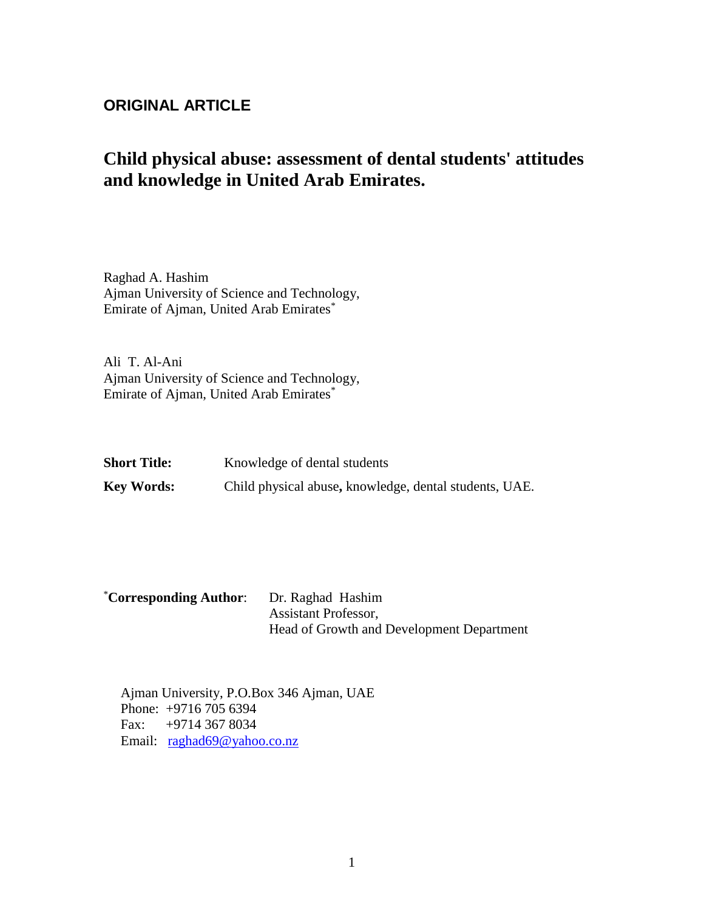**ORIGINAL ARTICLE**

# Child physical abuse: assessment of dental students' attitudes and knowledge in United Arab Emirates.

Raghad A. Hashim
Ajman University of Science and Technology,
Emirate of Ajman, United Arab Emirates[*]

Ali T. Al-Ani
Ajman University of Science and Technology,
Emirate of Ajman, United Arab Emirates[*]

**Short Title:** Knowledge of dental students

**Key Words:** Child physical abuse**,** knowledge, dental students, UAE.

[*]**Corresponding Author**: Dr. Raghad Hashim
Assistant Professor,
Head of Growth and Development Department

Ajman University, P.O.Box 346 Ajman, UAE
Phone: +9716 705 6394
Fax: +9714 367 8034
Email: raghad69@yahoo.co.nz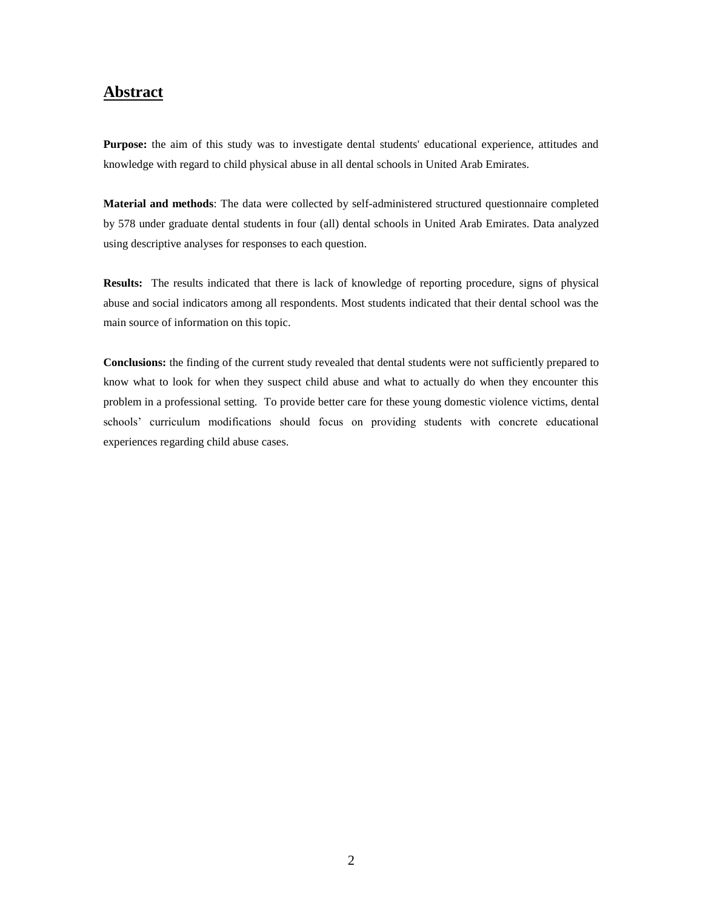## Abstract

**Purpose:** the aim of this study was to investigate dental students' educational experience, attitudes and knowledge with regard to child physical abuse in all dental schools in United Arab Emirates.

**Material and methods**: The data were collected by self-administered structured questionnaire completed by 578 under graduate dental students in four (all) dental schools in United Arab Emirates. Data analyzed using descriptive analyses for responses to each question.

**Results:** The results indicated that there is lack of knowledge of reporting procedure, signs of physical abuse and social indicators among all respondents. Most students indicated that their dental school was the main source of information on this topic.

**Conclusions:** the finding of the current study revealed that dental students were not sufficiently prepared to know what to look for when they suspect child abuse and what to actually do when they encounter this problem in a professional setting. To provide better care for these young domestic violence victims, dental schools' curriculum modifications should focus on providing students with concrete educational experiences regarding child abuse cases.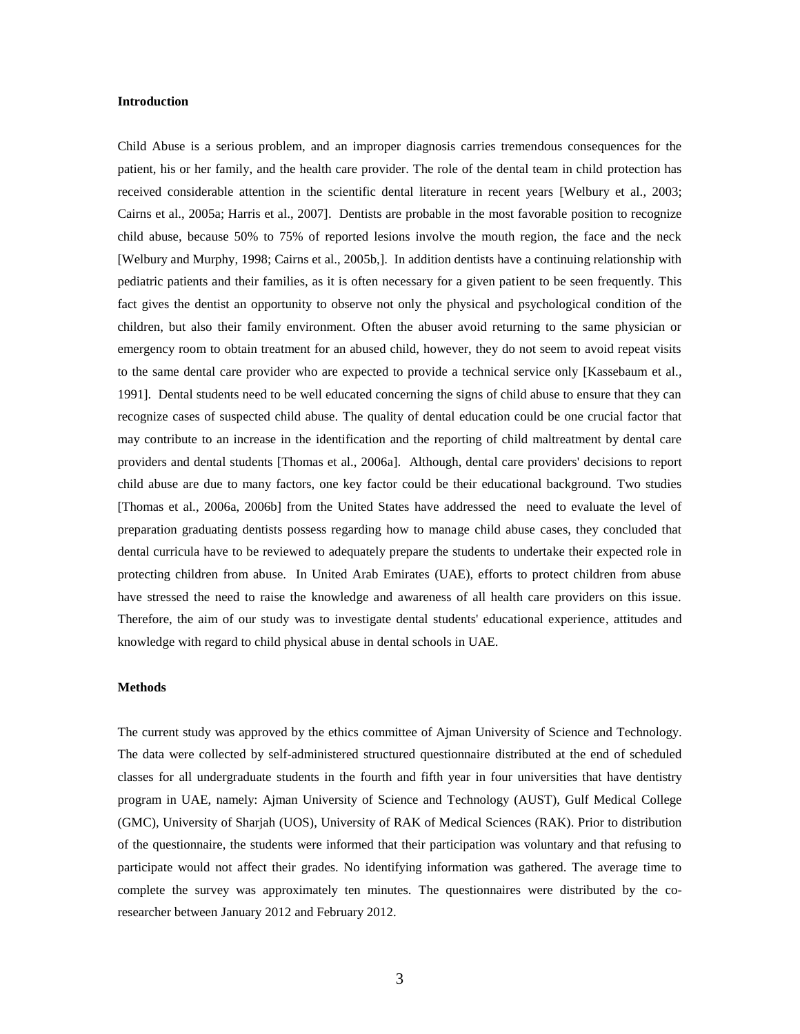**Introduction**

Child Abuse is a serious problem, and an improper diagnosis carries tremendous consequences for the patient, his or her family, and the health care provider. The role of the dental team in child protection has received considerable attention in the scientific dental literature in recent years [Welbury et al., 2003; Cairns et al., 2005a; Harris et al., 2007]. Dentists are probable in the most favorable position to recognize child abuse, because 50% to 75% of reported lesions involve the mouth region, the face and the neck [Welbury and Murphy, 1998; Cairns et al., 2005b,]. In addition dentists have a continuing relationship with pediatric patients and their families, as it is often necessary for a given patient to be seen frequently. This fact gives the dentist an opportunity to observe not only the physical and psychological condition of the children, but also their family environment. Often the abuser avoid returning to the same physician or emergency room to obtain treatment for an abused child, however, they do not seem to avoid repeat visits to the same dental care provider who are expected to provide a technical service only [Kassebaum et al., 1991]. Dental students need to be well educated concerning the signs of child abuse to ensure that they can recognize cases of suspected child abuse. The quality of dental education could be one crucial factor that may contribute to an increase in the identification and the reporting of child maltreatment by dental care providers and dental students [Thomas et al., 2006a]. Although, dental care providers' decisions to report child abuse are due to many factors, one key factor could be their educational background. Two studies [Thomas et al., 2006a, 2006b] from the United States have addressed the need to evaluate the level of preparation graduating dentists possess regarding how to manage child abuse cases, they concluded that dental curricula have to be reviewed to adequately prepare the students to undertake their expected role in protecting children from abuse. In United Arab Emirates (UAE), efforts to protect children from abuse have stressed the need to raise the knowledge and awareness of all health care providers on this issue. Therefore, the aim of our study was to investigate dental students' educational experience, attitudes and knowledge with regard to child physical abuse in dental schools in UAE.

**Methods**

The current study was approved by the ethics committee of Ajman University of Science and Technology. The data were collected by self-administered structured questionnaire distributed at the end of scheduled classes for all undergraduate students in the fourth and fifth year in four universities that have dentistry program in UAE, namely: Ajman University of Science and Technology (AUST), Gulf Medical College (GMC), University of Sharjah (UOS), University of RAK of Medical Sciences (RAK). Prior to distribution of the questionnaire, the students were informed that their participation was voluntary and that refusing to participate would not affect their grades. No identifying information was gathered. The average time to complete the survey was approximately ten minutes. The questionnaires were distributed by the co-researcher between January 2012 and February 2012.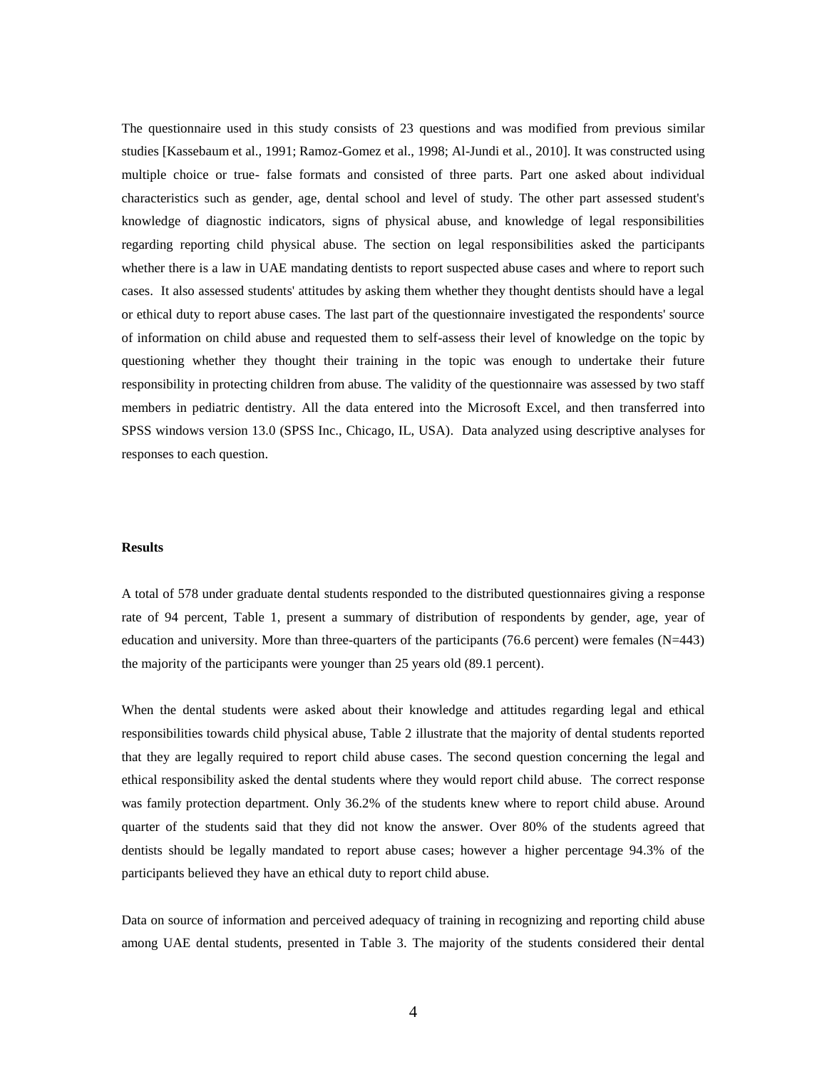The questionnaire used in this study consists of 23 questions and was modified from previous similar studies [Kassebaum et al., 1991; Ramoz-Gomez et al., 1998; Al-Jundi et al., 2010]. It was constructed using multiple choice or true- false formats and consisted of three parts. Part one asked about individual characteristics such as gender, age, dental school and level of study. The other part assessed student's knowledge of diagnostic indicators, signs of physical abuse, and knowledge of legal responsibilities regarding reporting child physical abuse. The section on legal responsibilities asked the participants whether there is a law in UAE mandating dentists to report suspected abuse cases and where to report such cases. It also assessed students' attitudes by asking them whether they thought dentists should have a legal or ethical duty to report abuse cases. The last part of the questionnaire investigated the respondents' source of information on child abuse and requested them to self-assess their level of knowledge on the topic by questioning whether they thought their training in the topic was enough to undertake their future responsibility in protecting children from abuse. The validity of the questionnaire was assessed by two staff members in pediatric dentistry. All the data entered into the Microsoft Excel, and then transferred into SPSS windows version 13.0 (SPSS Inc., Chicago, IL, USA). Data analyzed using descriptive analyses for responses to each question.

**Results**

A total of 578 under graduate dental students responded to the distributed questionnaires giving a response rate of 94 percent, Table 1, present a summary of distribution of respondents by gender, age, year of education and university. More than three-quarters of the participants (76.6 percent) were females (N=443) the majority of the participants were younger than 25 years old (89.1 percent).

When the dental students were asked about their knowledge and attitudes regarding legal and ethical responsibilities towards child physical abuse, Table 2 illustrate that the majority of dental students reported that they are legally required to report child abuse cases. The second question concerning the legal and ethical responsibility asked the dental students where they would report child abuse. The correct response was family protection department. Only 36.2% of the students knew where to report child abuse. Around quarter of the students said that they did not know the answer. Over 80% of the students agreed that dentists should be legally mandated to report abuse cases; however a higher percentage 94.3% of the participants believed they have an ethical duty to report child abuse.

Data on source of information and perceived adequacy of training in recognizing and reporting child abuse among UAE dental students, presented in Table 3. The majority of the students considered their dental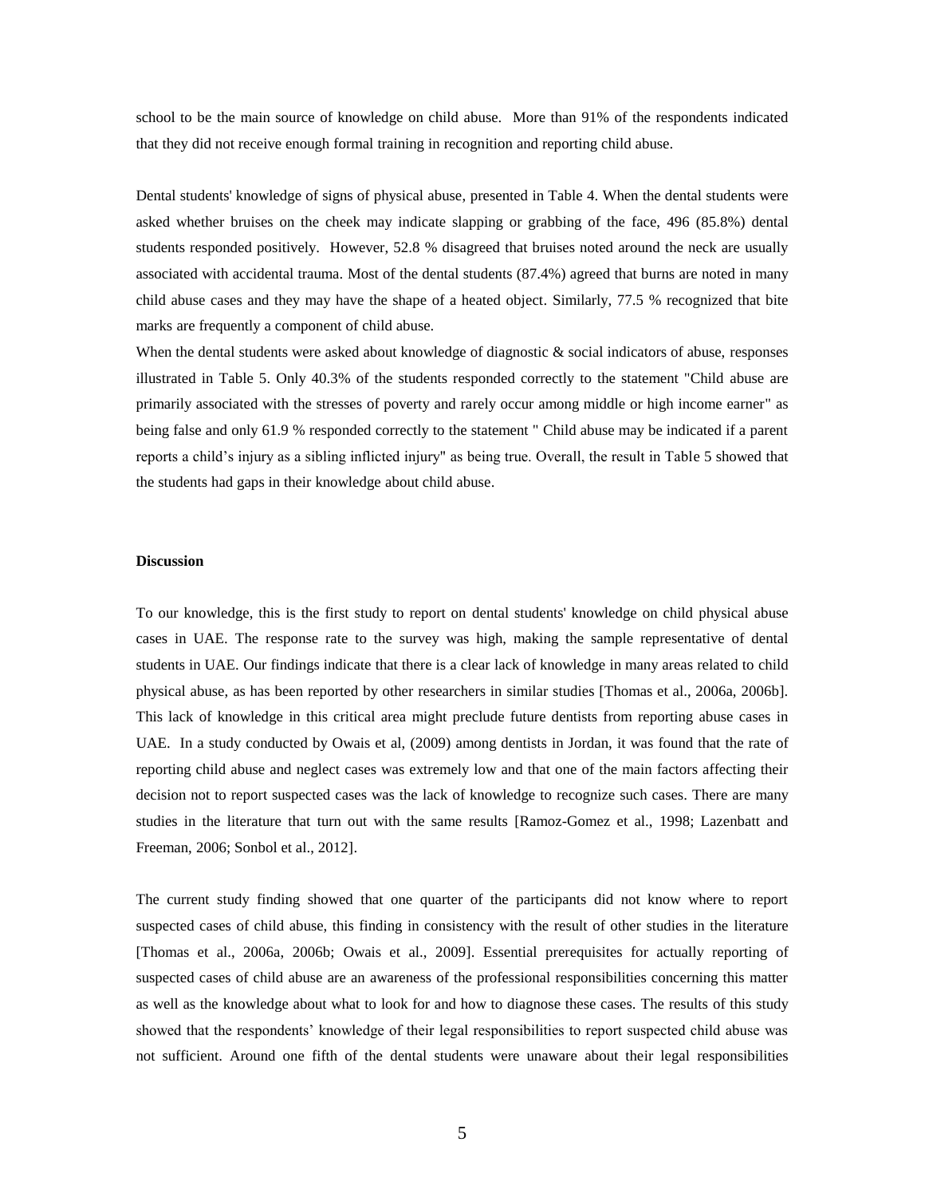school to be the main source of knowledge on child abuse. More than 91% of the respondents indicated that they did not receive enough formal training in recognition and reporting child abuse.

Dental students' knowledge of signs of physical abuse, presented in Table 4. When the dental students were asked whether bruises on the cheek may indicate slapping or grabbing of the face, 496 (85.8%) dental students responded positively. However, 52.8 % disagreed that bruises noted around the neck are usually associated with accidental trauma. Most of the dental students (87.4%) agreed that burns are noted in many child abuse cases and they may have the shape of a heated object. Similarly, 77.5 % recognized that bite marks are frequently a component of child abuse.

When the dental students were asked about knowledge of diagnostic & social indicators of abuse, responses illustrated in Table 5. Only 40.3% of the students responded correctly to the statement "Child abuse are primarily associated with the stresses of poverty and rarely occur among middle or high income earner" as being false and only 61.9 % responded correctly to the statement " Child abuse may be indicated if a parent reports a child's injury as a sibling inflicted injury" as being true. Overall, the result in Table 5 showed that the students had gaps in their knowledge about child abuse.

**Discussion**

To our knowledge, this is the first study to report on dental students' knowledge on child physical abuse cases in UAE. The response rate to the survey was high, making the sample representative of dental students in UAE. Our findings indicate that there is a clear lack of knowledge in many areas related to child physical abuse, as has been reported by other researchers in similar studies [Thomas et al., 2006a, 2006b]. This lack of knowledge in this critical area might preclude future dentists from reporting abuse cases in UAE. In a study conducted by Owais et al, (2009) among dentists in Jordan, it was found that the rate of reporting child abuse and neglect cases was extremely low and that one of the main factors affecting their decision not to report suspected cases was the lack of knowledge to recognize such cases. There are many studies in the literature that turn out with the same results [Ramoz-Gomez et al., 1998; Lazenbatt and Freeman, 2006; Sonbol et al., 2012].

The current study finding showed that one quarter of the participants did not know where to report suspected cases of child abuse, this finding in consistency with the result of other studies in the literature [Thomas et al., 2006a, 2006b; Owais et al., 2009]. Essential prerequisites for actually reporting of suspected cases of child abuse are an awareness of the professional responsibilities concerning this matter as well as the knowledge about what to look for and how to diagnose these cases. The results of this study showed that the respondents' knowledge of their legal responsibilities to report suspected child abuse was not sufficient. Around one fifth of the dental students were unaware about their legal responsibilities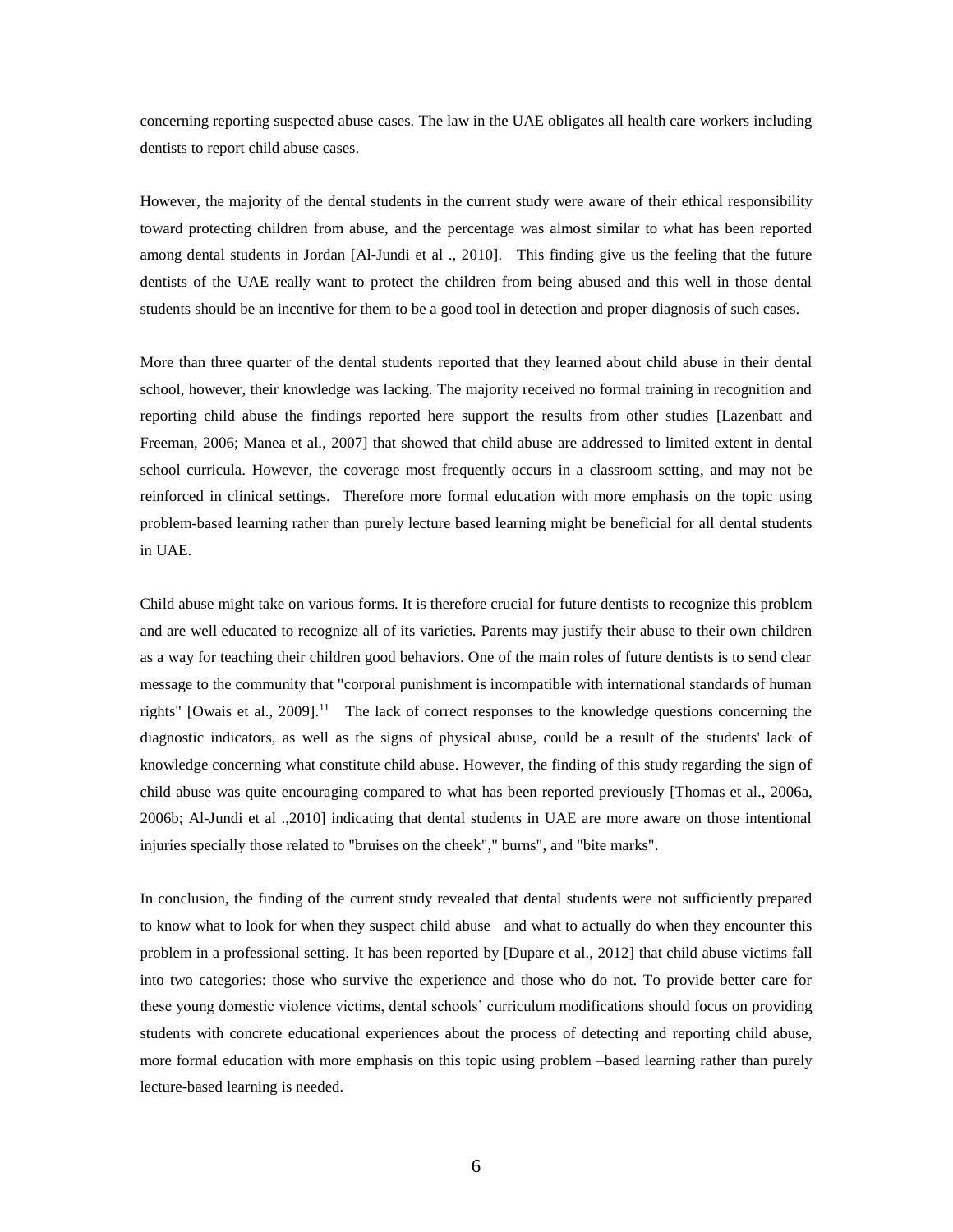concerning reporting suspected abuse cases. The law in the UAE obligates all health care workers including dentists to report child abuse cases.

However, the majority of the dental students in the current study were aware of their ethical responsibility toward protecting children from abuse, and the percentage was almost similar to what has been reported among dental students in Jordan [Al-Jundi et al ., 2010]. This finding give us the feeling that the future dentists of the UAE really want to protect the children from being abused and this well in those dental students should be an incentive for them to be a good tool in detection and proper diagnosis of such cases.

More than three quarter of the dental students reported that they learned about child abuse in their dental school, however, their knowledge was lacking. The majority received no formal training in recognition and reporting child abuse the findings reported here support the results from other studies [Lazenbatt and Freeman, 2006; Manea et al., 2007] that showed that child abuse are addressed to limited extent in dental school curricula. However, the coverage most frequently occurs in a classroom setting, and may not be reinforced in clinical settings. Therefore more formal education with more emphasis on the topic using problem-based learning rather than purely lecture based learning might be beneficial for all dental students in UAE.

Child abuse might take on various forms. It is therefore crucial for future dentists to recognize this problem and are well educated to recognize all of its varieties. Parents may justify their abuse to their own children as a way for teaching their children good behaviors. One of the main roles of future dentists is to send clear message to the community that "corporal punishment is incompatible with international standards of human rights" [Owais et al., 2009].[11] The lack of correct responses to the knowledge questions concerning the diagnostic indicators, as well as the signs of physical abuse, could be a result of the students' lack of knowledge concerning what constitute child abuse. However, the finding of this study regarding the sign of child abuse was quite encouraging compared to what has been reported previously [Thomas et al., 2006a, 2006b; Al-Jundi et al .,2010] indicating that dental students in UAE are more aware on those intentional injuries specially those related to "bruises on the cheek"," burns", and "bite marks".

In conclusion, the finding of the current study revealed that dental students were not sufficiently prepared to know what to look for when they suspect child abuse and what to actually do when they encounter this problem in a professional setting. It has been reported by [Dupare et al., 2012] that child abuse victims fall into two categories: those who survive the experience and those who do not. To provide better care for these young domestic violence victims, dental schools' curriculum modifications should focus on providing students with concrete educational experiences about the process of detecting and reporting child abuse, more formal education with more emphasis on this topic using problem –based learning rather than purely lecture-based learning is needed.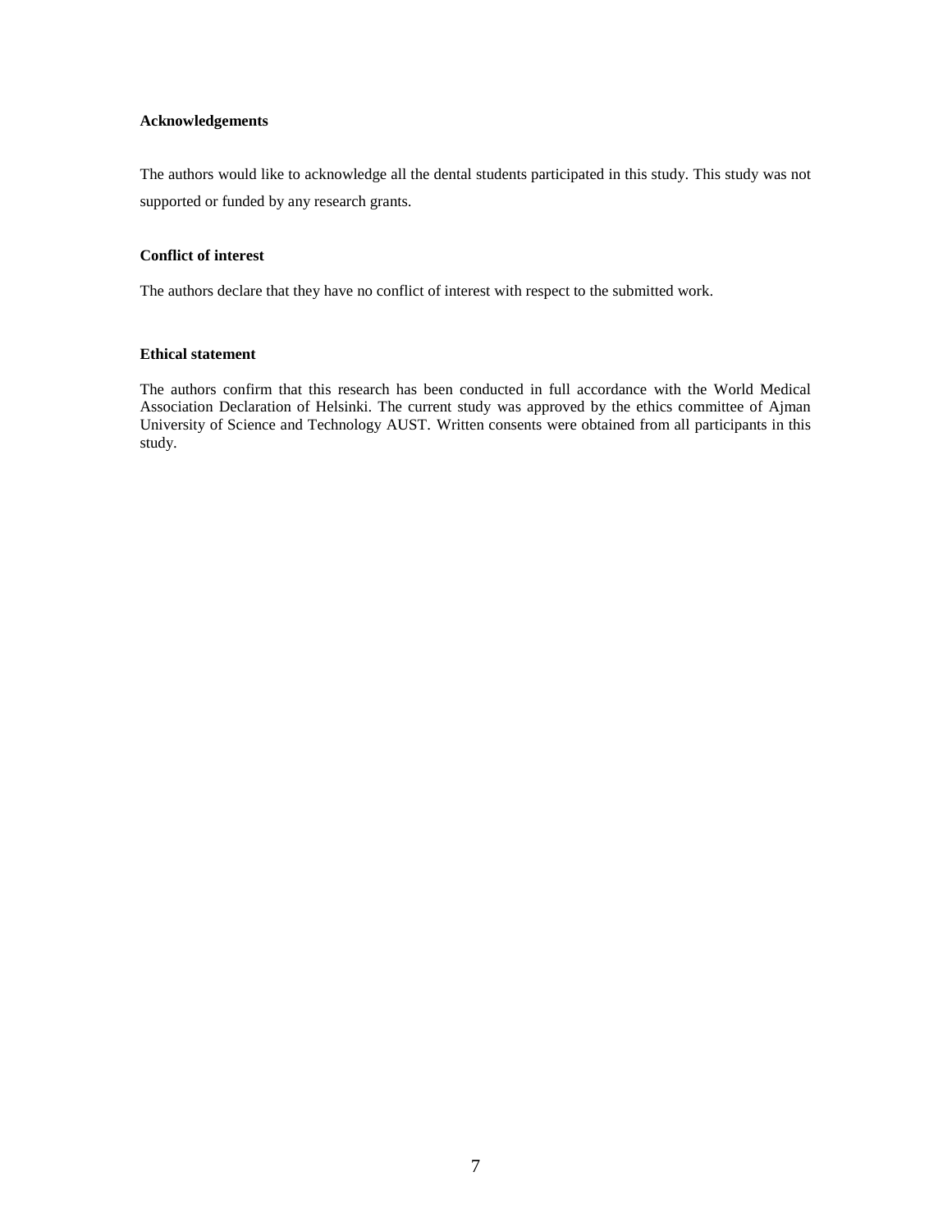**Acknowledgements**

The authors would like to acknowledge all the dental students participated in this study. This study was not supported or funded by any research grants.

**Conflict of interest**

The authors declare that they have no conflict of interest with respect to the submitted work.

**Ethical statement**

The authors confirm that this research has been conducted in full accordance with the World Medical Association Declaration of Helsinki. The current study was approved by the ethics committee of Ajman University of Science and Technology AUST. Written consents were obtained from all participants in this study.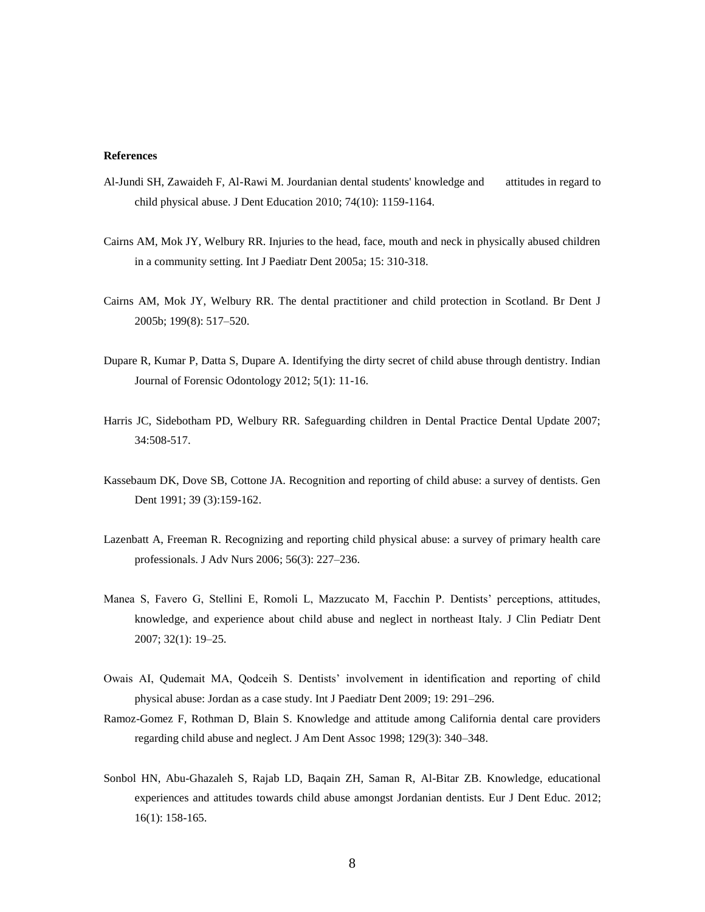**References**

Al-Jundi SH, Zawaideh F, Al-Rawi M. Jourdanian dental students' knowledge and attitudes in regard to child physical abuse. J Dent Education 2010; 74(10): 1159-1164.

Cairns AM, Mok JY, Welbury RR. Injuries to the head, face, mouth and neck in physically abused children in a community setting. Int J Paediatr Dent 2005a; 15: 310-318.

Cairns AM, Mok JY, Welbury RR. The dental practitioner and child protection in Scotland. Br Dent J 2005b; 199(8): 517–520.

Dupare R, Kumar P, Datta S, Dupare A. Identifying the dirty secret of child abuse through dentistry. Indian Journal of Forensic Odontology 2012; 5(1): 11-16.

Harris JC, Sidebotham PD, Welbury RR. Safeguarding children in Dental Practice Dental Update 2007; 34:508-517.

Kassebaum DK, Dove SB, Cottone JA. Recognition and reporting of child abuse: a survey of dentists. Gen Dent 1991; 39 (3):159-162.

Lazenbatt A, Freeman R. Recognizing and reporting child physical abuse: a survey of primary health care professionals. J Adv Nurs 2006; 56(3): 227–236.

Manea S, Favero G, Stellini E, Romoli L, Mazzucato M, Facchin P. Dentists' perceptions, attitudes, knowledge, and experience about child abuse and neglect in northeast Italy. J Clin Pediatr Dent 2007; 32(1): 19–25.

Owais AI, Qudemait MA, Qodceih S. Dentists' involvement in identification and reporting of child physical abuse: Jordan as a case study. Int J Paediatr Dent 2009; 19: 291–296.

Ramoz-Gomez F, Rothman D, Blain S. Knowledge and attitude among California dental care providers regarding child abuse and neglect. J Am Dent Assoc 1998; 129(3): 340–348.

Sonbol HN, Abu-Ghazaleh S, Rajab LD, Baqain ZH, Saman R, Al-Bitar ZB. Knowledge, educational experiences and attitudes towards child abuse amongst Jordanian dentists. Eur J Dent Educ. 2012; 16(1): 158-165.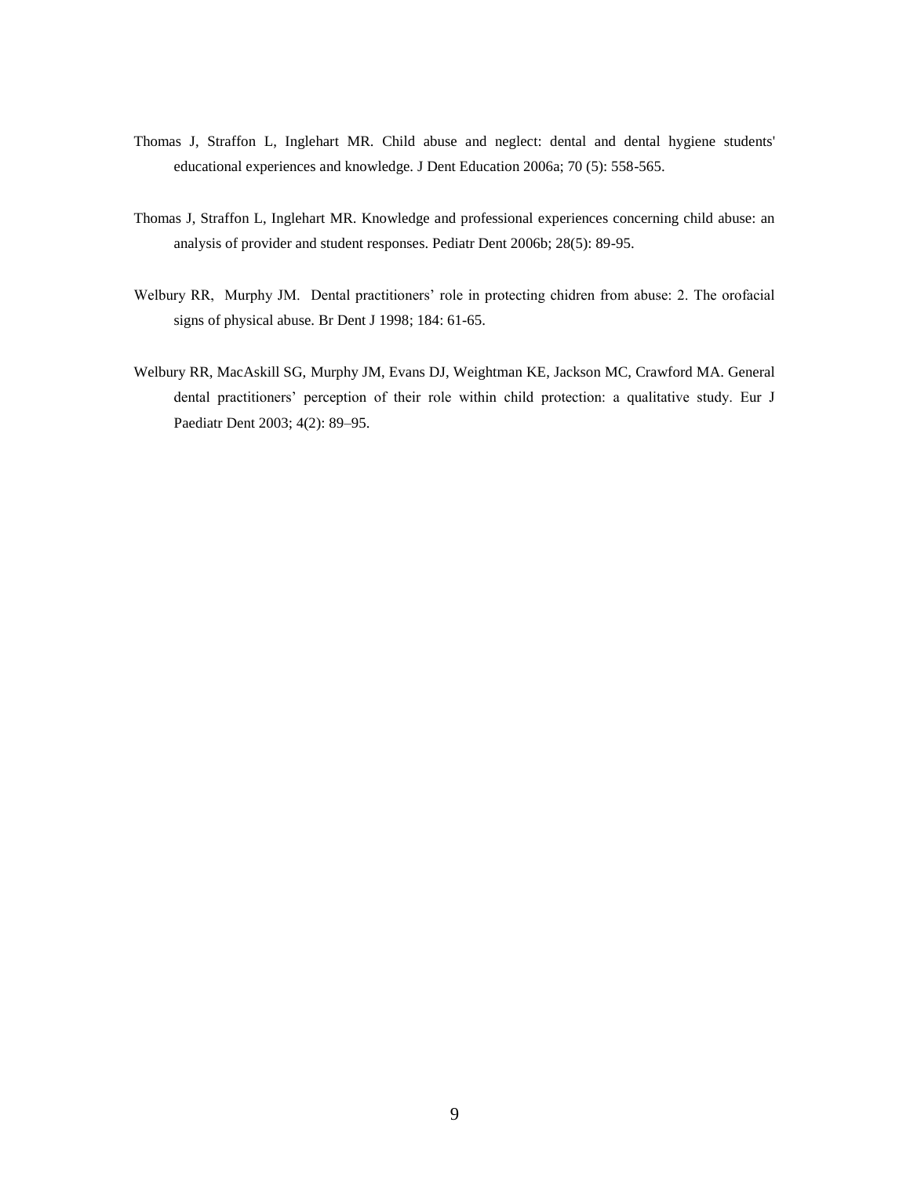Thomas J, Straffon L, Inglehart MR. Child abuse and neglect: dental and dental hygiene students' educational experiences and knowledge. J Dent Education 2006a; 70 (5): 558-565.

Thomas J, Straffon L, Inglehart MR. Knowledge and professional experiences concerning child abuse: an analysis of provider and student responses. Pediatr Dent 2006b; 28(5): 89-95.

Welbury RR, Murphy JM. Dental practitioners' role in protecting chidren from abuse: 2. The orofacial signs of physical abuse. Br Dent J 1998; 184: 61-65.

Welbury RR, MacAskill SG, Murphy JM, Evans DJ, Weightman KE, Jackson MC, Crawford MA. General dental practitioners' perception of their role within child protection: a qualitative study. Eur J Paediatr Dent 2003; 4(2): 89–95.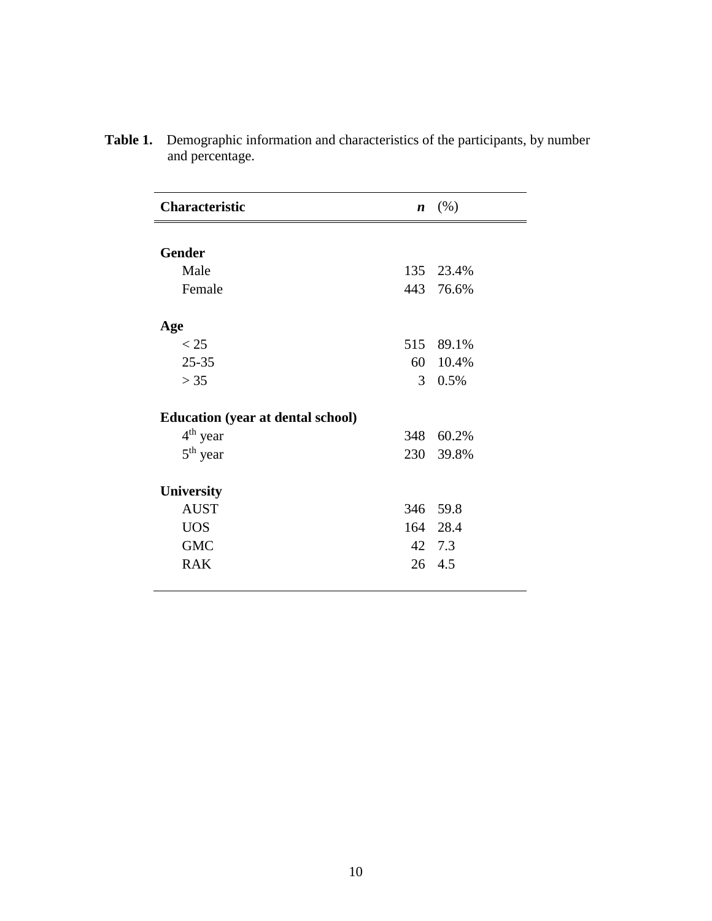**Table 1.** Demographic information and characteristics of the participants, by number and percentage.

| Characteristic | ***n*** | (%) |
|---|---|---|
| **Gender** | | |
| Male | 135 | 23.4% |
| Female | 443 | 76.6% |
| **Age** | | |
| < 25 | 515 | 89.1% |
| 25-35 | 60 | 10.4% |
| > 35 | 3 | 0.5% |
| **Education (year at dental school)** | | |
| $4^{th}$ year | 348 | 60.2% |
| $5^{th}$ year | 230 | 39.8% |
| **University** | | |
| AUST | 346 | 59.8 |
| UOS | 164 | 28.4 |
| GMC | 42 | 7.3 |
| RAK | 26 | 4.5 |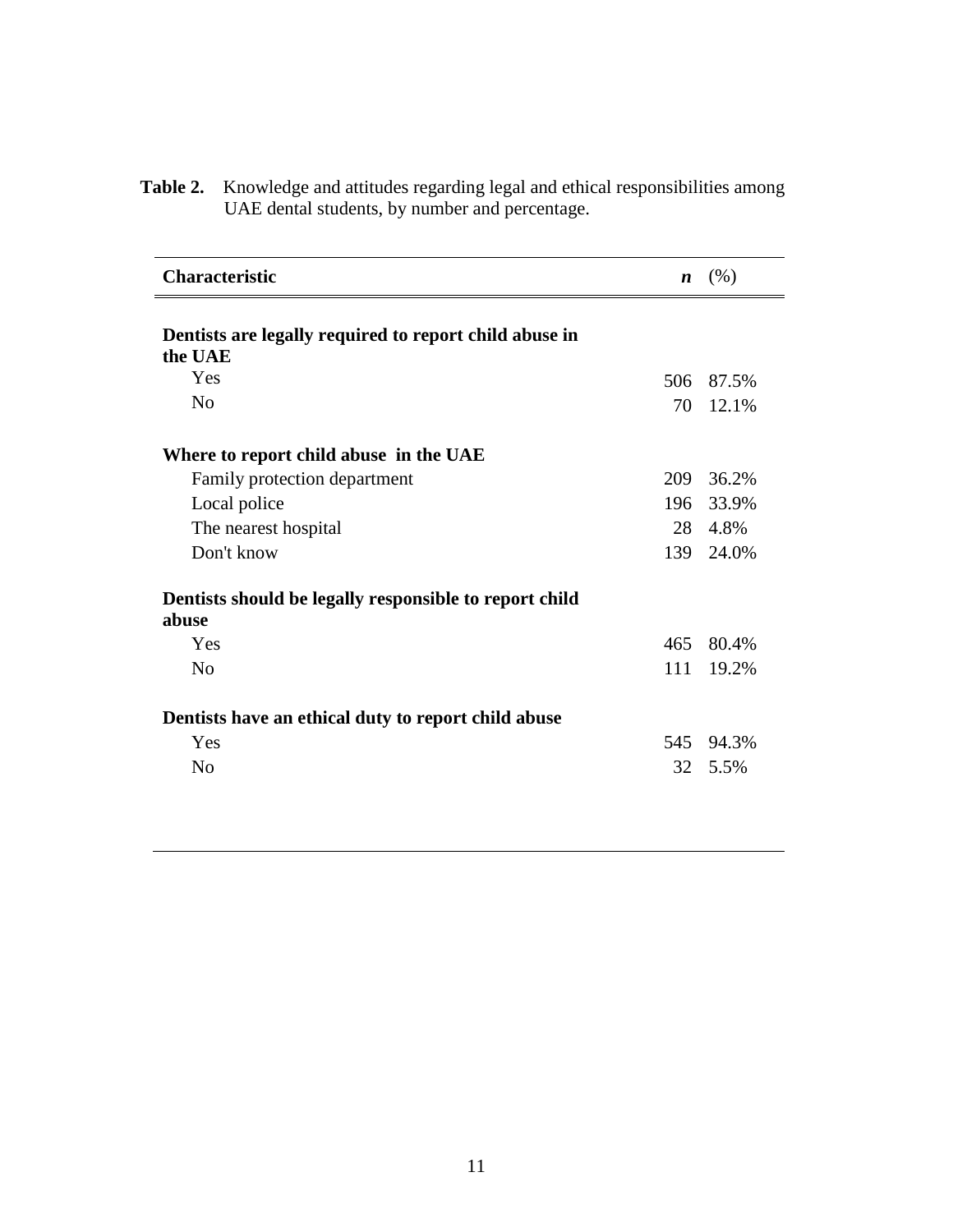**Table 2.** Knowledge and attitudes regarding legal and ethical responsibilities among UAE dental students, by number and percentage.

| Characteristic | *n* | (%) |
|---|---|---|
| **Dentists are legally required to report child abuse in the UAE** | | |
| Yes | 506 | 87.5% |
| No | 70 | 12.1% |
| **Where to report child abuse in the UAE** | | |
| Family protection department | 209 | 36.2% |
| Local police | 196 | 33.9% |
| The nearest hospital | 28 | 4.8% |
| Don't know | 139 | 24.0% |
| **Dentists should be legally responsible to report child abuse** | | |
| Yes | 465 | 80.4% |
| No | 111 | 19.2% |
| **Dentists have an ethical duty to report child abuse** | | |
| Yes | 545 | 94.3% |
| No | 32 | 5.5% |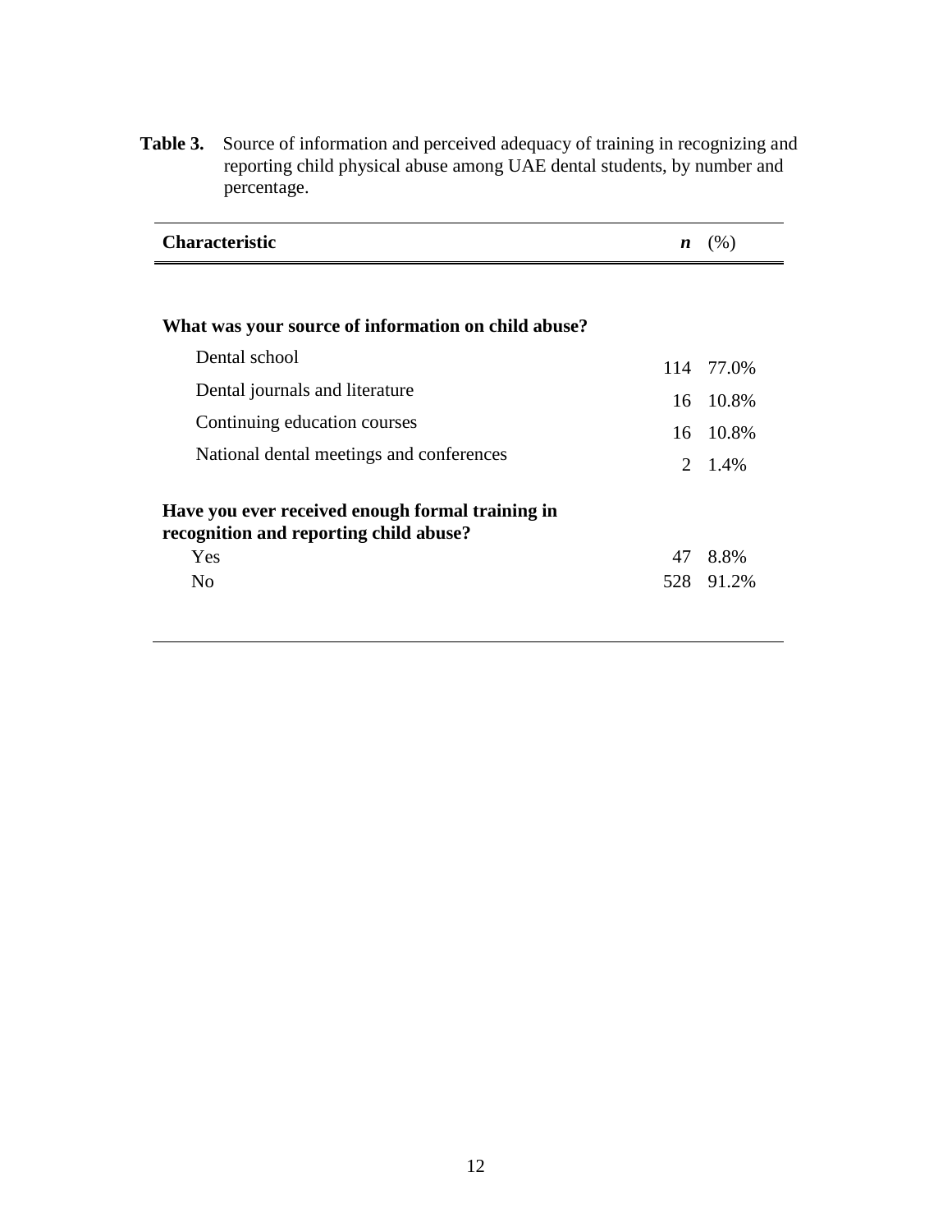**Table 3.** Source of information and perceived adequacy of training in recognizing and reporting child physical abuse among UAE dental students, by number and percentage.

| Characteristic | ***n*** | (%) |
|---|---|---|
| **What was your source of information on child abuse?** | | |
| Dental school | 114 | 77.0% |
| Dental journals and literature | 16 | 10.8% |
| Continuing education courses | 16 | 10.8% |
| National dental meetings and conferences | 2 | 1.4% |
| **Have you ever received enough formal training in recognition and reporting child abuse?** | | |
| Yes | 47 | 8.8% |
| No | 528 | 91.2% |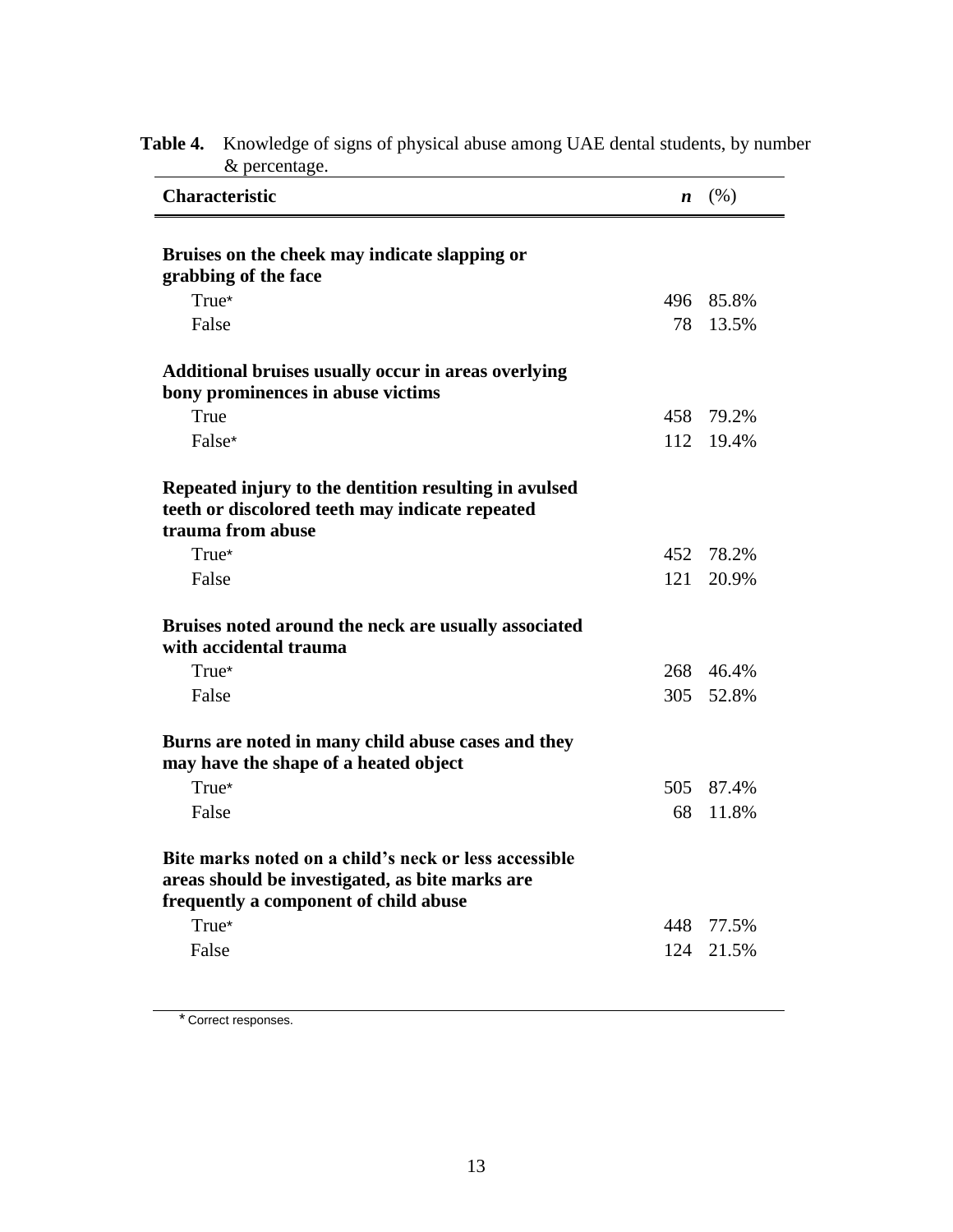**Table 4.** Knowledge of signs of physical abuse among UAE dental students, by number & percentage.

| Characteristic | *n* | (%) |
|---|---|---|
| **Bruises on the cheek may indicate slapping or grabbing of the face** | | |
| True* | 496 | 85.8% |
| False | 78 | 13.5% |
| **Additional bruises usually occur in areas overlying bony prominences in abuse victims** | | |
| True | 458 | 79.2% |
| False* | 112 | 19.4% |
| **Repeated injury to the dentition resulting in avulsed teeth or discolored teeth may indicate repeated trauma from abuse** | | |
| True* | 452 | 78.2% |
| False | 121 | 20.9% |
| **Bruises noted around the neck are usually associated with accidental trauma** | | |
| True* | 268 | 46.4% |
| False | 305 | 52.8% |
| **Burns are noted in many child abuse cases and they may have the shape of a heated object** | | |
| True* | 505 | 87.4% |
| False | 68 | 11.8% |
| **Bite marks noted on a child's neck or less accessible areas should be investigated, as bite marks are frequently a component of child abuse** | | |
| True* | 448 | 77.5% |
| False | 124 | 21.5% |

* Correct responses.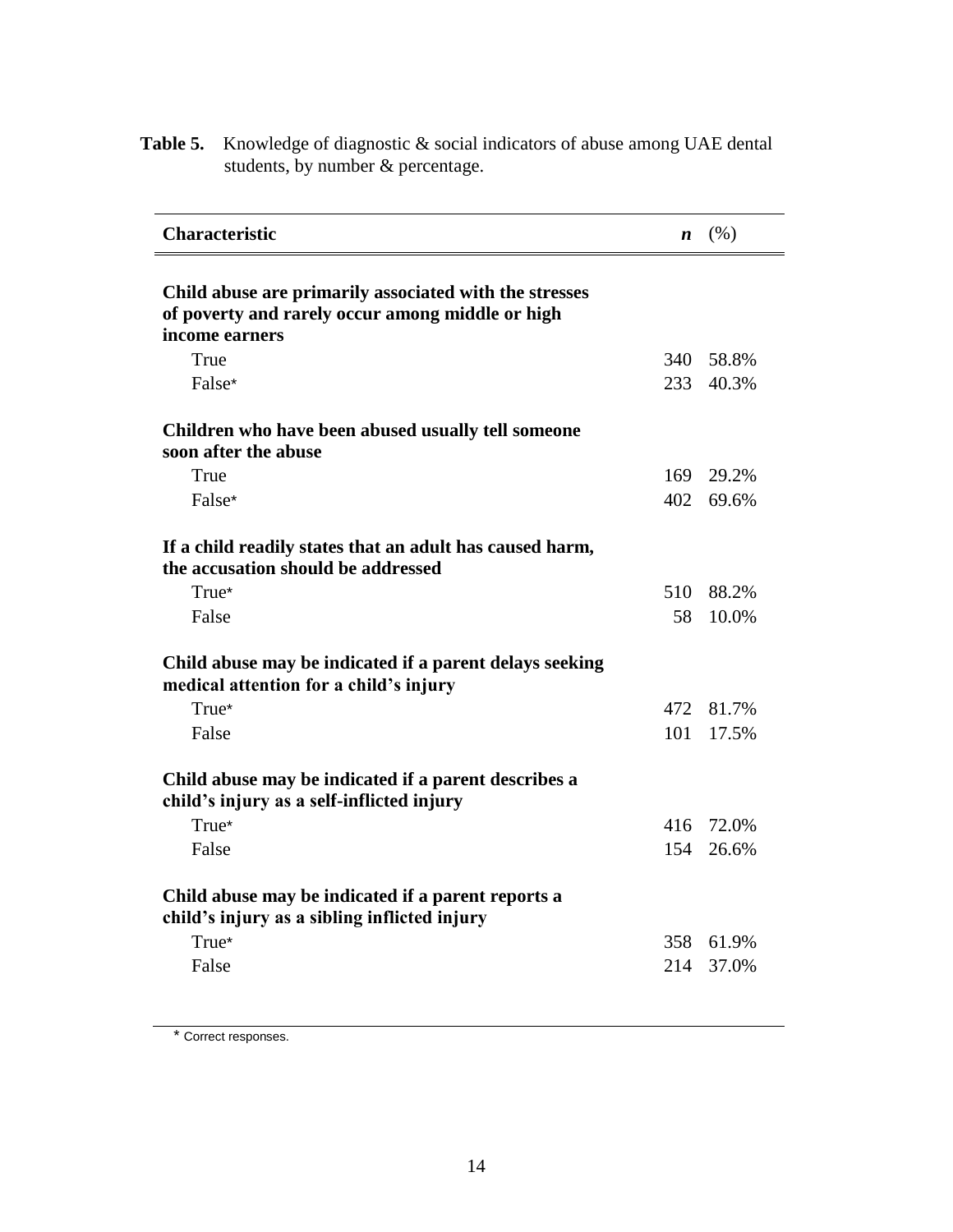**Table 5.** Knowledge of diagnostic & social indicators of abuse among UAE dental students, by number & percentage.

| Characteristic | *n* | (%) |
|---|---|---|
| **Child abuse are primarily associated with the stresses of poverty and rarely occur among middle or high income earners** | | |
| True | 340 | 58.8% |
| False* | 233 | 40.3% |
| **Children who have been abused usually tell someone soon after the abuse** | | |
| True | 169 | 29.2% |
| False* | 402 | 69.6% |
| **If a child readily states that an adult has caused harm, the accusation should be addressed** | | |
| True* | 510 | 88.2% |
| False | 58 | 10.0% |
| **Child abuse may be indicated if a parent delays seeking medical attention for a child's injury** | | |
| True* | 472 | 81.7% |
| False | 101 | 17.5% |
| **Child abuse may be indicated if a parent describes a child's injury as a self-inflicted injury** | | |
| True* | 416 | 72.0% |
| False | 154 | 26.6% |
| **Child abuse may be indicated if a parent reports a child's injury as a sibling inflicted injury** | | |
| True* | 358 | 61.9% |
| False | 214 | 37.0% |

\* Correct responses.